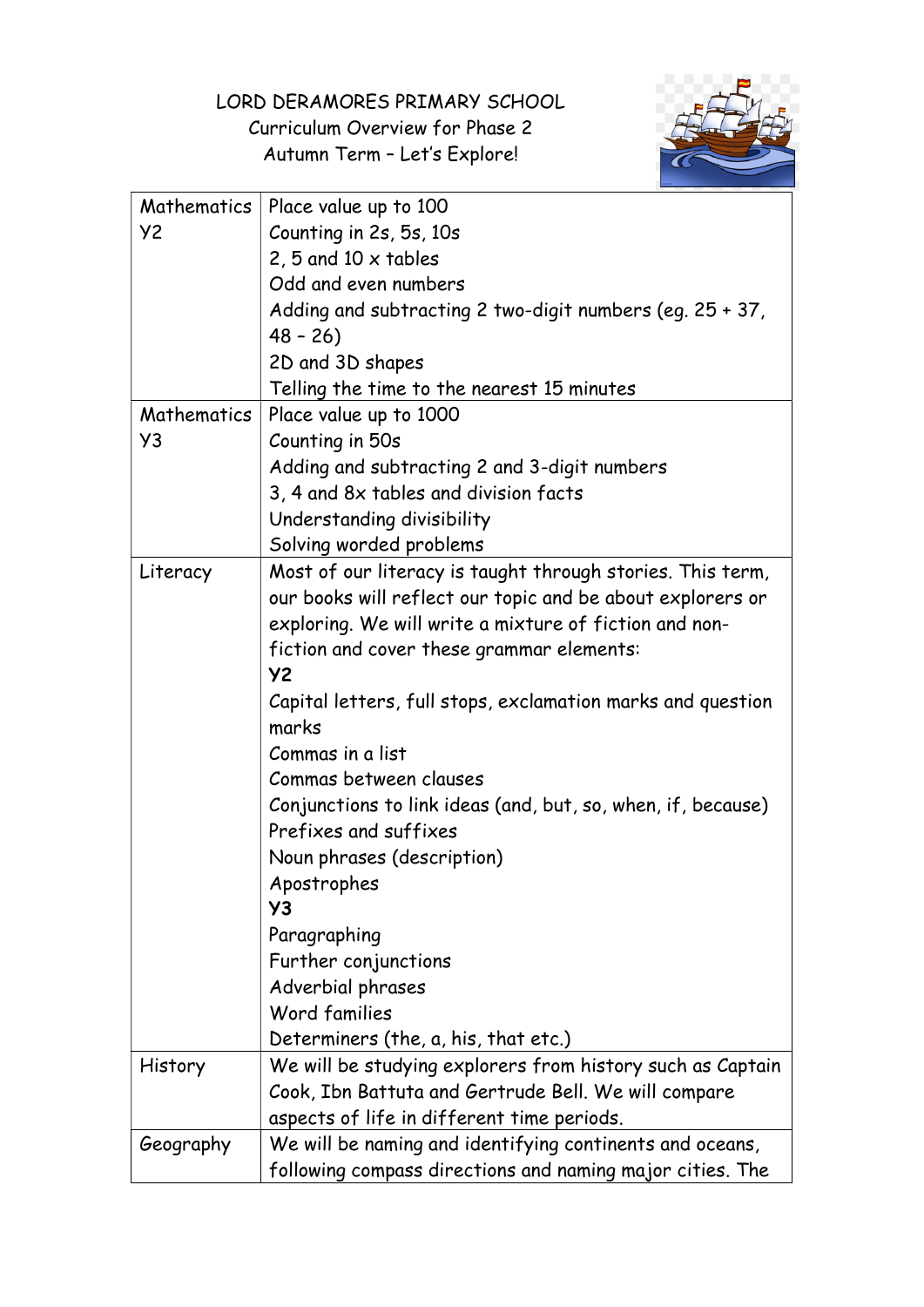# LORD DERAMORES PRIMARY SCHOOL

## Curriculum Overview for Phase 2

### Autumn Term – Let's Explore!

| | |
|---|---|
| Mathematics Y2 | Place value up to 100<br>Counting in 2s, 5s, 10s<br>2, 5 and 10 x tables<br>Odd and even numbers<br>Adding and subtracting 2 two-digit numbers (eg. 25 + 37, 48 – 26)<br>2D and 3D shapes<br>Telling the time to the nearest 15 minutes |
| Mathematics Y3 | Place value up to 1000<br>Counting in 50s<br>Adding and subtracting 2 and 3-digit numbers<br>3, 4 and 8x tables and division facts<br>Understanding divisibility<br>Solving worded problems |
| Literacy | Most of our literacy is taught through stories. This term, our books will reflect our topic and be about explorers or exploring. We will write a mixture of fiction and non-fiction and cover these grammar elements:<br>**Y2**<br>Capital letters, full stops, exclamation marks and question marks<br>Commas in a list<br>Commas between clauses<br>Conjunctions to link ideas (and, but, so, when, if, because)<br>Prefixes and suffixes<br>Noun phrases (description)<br>Apostrophes<br>**Y3**<br>Paragraphing<br>Further conjunctions<br>Adverbial phrases<br>Word families<br>Determiners (the, a, his, that etc.) |
| History | We will be studying explorers from history such as Captain Cook, Ibn Battuta and Gertrude Bell. We will compare aspects of life in different time periods. |
| Geography | We will be naming and identifying continents and oceans, following compass directions and naming major cities. The |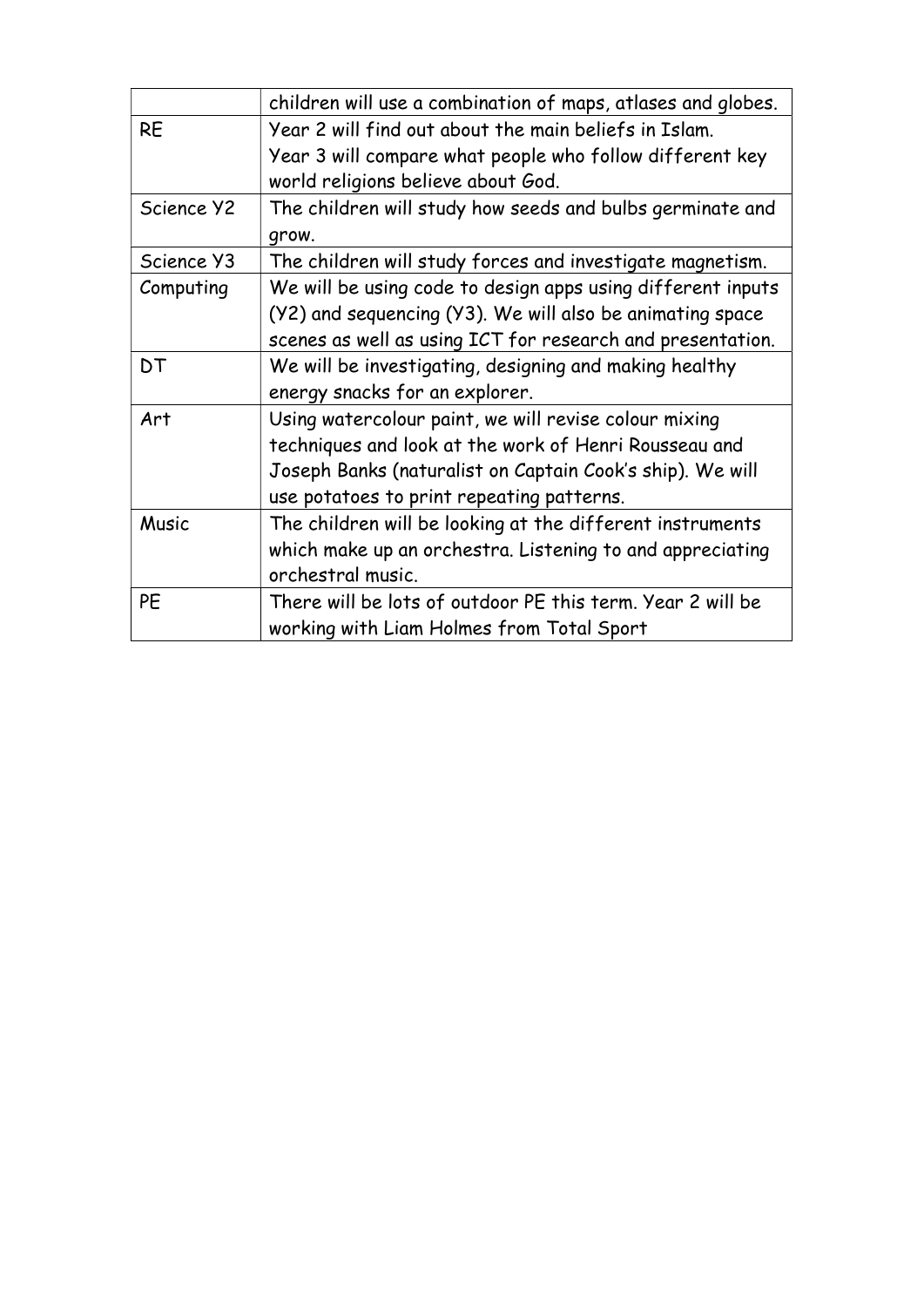| | |
|---|---|
| | children will use a combination of maps, atlases and globes. |
| RE | Year 2 will find out about the main beliefs in Islam. Year 3 will compare what people who follow different key world religions believe about God. |
| Science Y2 | The children will study how seeds and bulbs germinate and grow. |
| Science Y3 | The children will study forces and investigate magnetism. |
| Computing | We will be using code to design apps using different inputs (Y2) and sequencing (Y3). We will also be animating space scenes as well as using ICT for research and presentation. |
| DT | We will be investigating, designing and making healthy energy snacks for an explorer. |
| Art | Using watercolour paint, we will revise colour mixing techniques and look at the work of Henri Rousseau and Joseph Banks (naturalist on Captain Cook's ship). We will use potatoes to print repeating patterns. |
| Music | The children will be looking at the different instruments which make up an orchestra. Listening to and appreciating orchestral music. |
| PE | There will be lots of outdoor PE this term. Year 2 will be working with Liam Holmes from Total Sport |